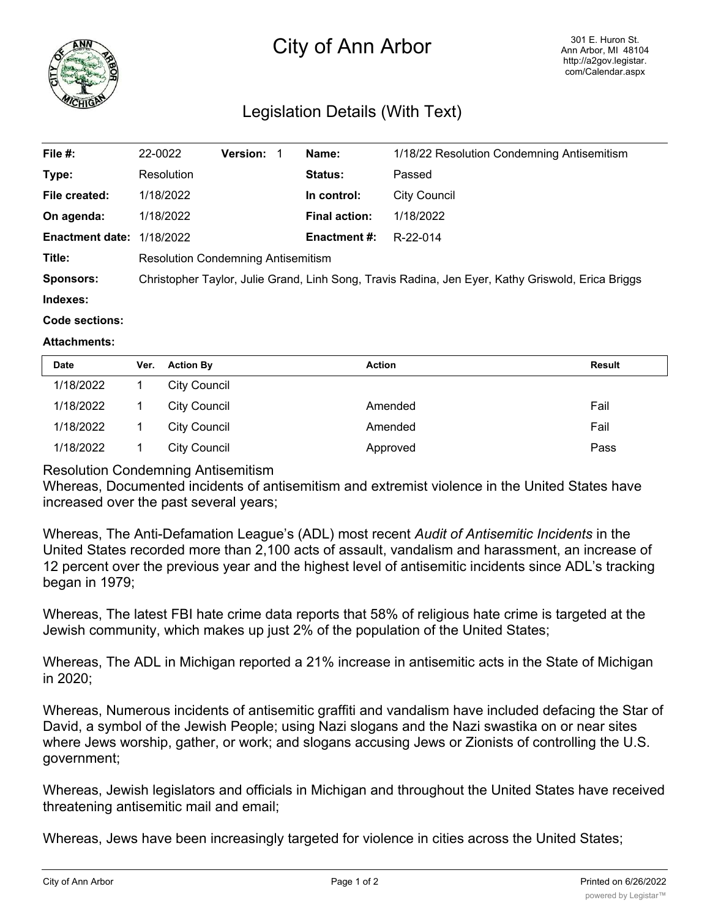# City of Ann Arbor

301 E. Huron St.
Ann Arbor, MI 48104
http://a2gov.legistar.com/Calendar.aspx

## Legislation Details (With Text)

| | | | | | |
|---|---|---|---|---|---|
| **File #:** | 22-0022 | **Version:** | 1 | **Name:** | 1/18/22 Resolution Condemning Antisemitism |
| **Type:** | Resolution | | | **Status:** | Passed |
| **File created:** | 1/18/2022 | | | **In control:** | City Council |
| **On agenda:** | 1/18/2022 | | | **Final action:** | 1/18/2022 |
| **Enactment date:** | 1/18/2022 | | | **Enactment #:** | R-22-014 |

**Title:** Resolution Condemning Antisemitism

**Sponsors:** Christopher Taylor, Julie Grand, Linh Song, Travis Radina, Jen Eyer, Kathy Griswold, Erica Briggs

**Indexes:**

**Code sections:**

**Attachments:**

| Date | Ver. | Action By | Action | Result |
|---|---|---|---|---|
| 1/18/2022 | 1 | City Council | | |
| 1/18/2022 | 1 | City Council | Amended | Fail |
| 1/18/2022 | 1 | City Council | Amended | Fail |
| 1/18/2022 | 1 | City Council | Approved | Pass |

Resolution Condemning Antisemitism

Whereas, Documented incidents of antisemitism and extremist violence in the United States have increased over the past several years;

Whereas, The Anti-Defamation League's (ADL) most recent *Audit of Antisemitic Incidents* in the United States recorded more than 2,100 acts of assault, vandalism and harassment, an increase of 12 percent over the previous year and the highest level of antisemitic incidents since ADL's tracking began in 1979;

Whereas, The latest FBI hate crime data reports that 58% of religious hate crime is targeted at the Jewish community, which makes up just 2% of the population of the United States;

Whereas, The ADL in Michigan reported a 21% increase in antisemitic acts in the State of Michigan in 2020;

Whereas, Numerous incidents of antisemitic graffiti and vandalism have included defacing the Star of David, a symbol of the Jewish People; using Nazi slogans and the Nazi swastika on or near sites where Jews worship, gather, or work; and slogans accusing Jews or Zionists of controlling the U.S. government;

Whereas, Jewish legislators and officials in Michigan and throughout the United States have received threatening antisemitic mail and email;

Whereas, Jews have been increasingly targeted for violence in cities across the United States;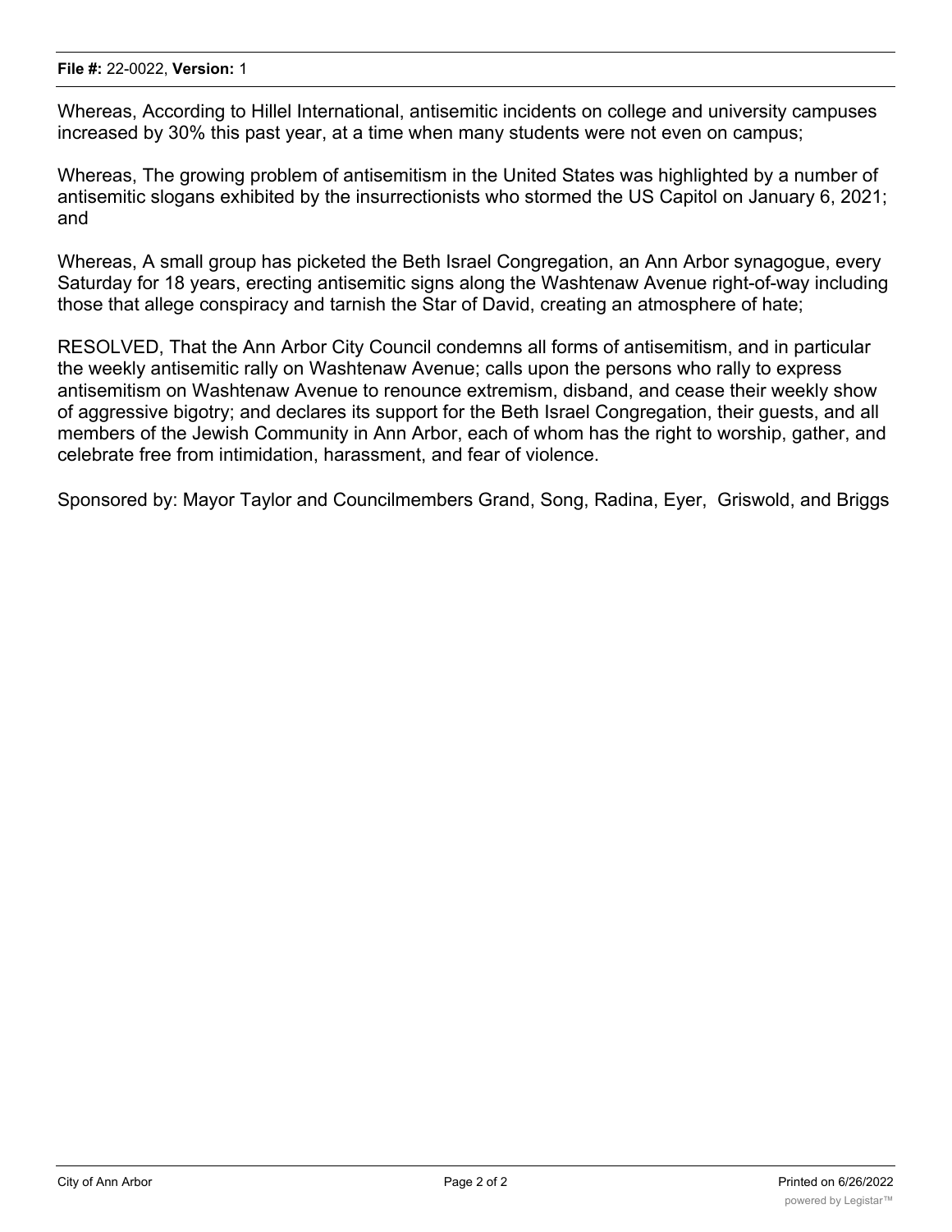Whereas, According to Hillel International, antisemitic incidents on college and university campuses increased by 30% this past year, at a time when many students were not even on campus;

Whereas, The growing problem of antisemitism in the United States was highlighted by a number of antisemitic slogans exhibited by the insurrectionists who stormed the US Capitol on January 6, 2021; and

Whereas, A small group has picketed the Beth Israel Congregation, an Ann Arbor synagogue, every Saturday for 18 years, erecting antisemitic signs along the Washtenaw Avenue right-of-way including those that allege conspiracy and tarnish the Star of David, creating an atmosphere of hate;

RESOLVED, That the Ann Arbor City Council condemns all forms of antisemitism, and in particular the weekly antisemitic rally on Washtenaw Avenue; calls upon the persons who rally to express antisemitism on Washtenaw Avenue to renounce extremism, disband, and cease their weekly show of aggressive bigotry; and declares its support for the Beth Israel Congregation, their guests, and all members of the Jewish Community in Ann Arbor, each of whom has the right to worship, gather, and celebrate free from intimidation, harassment, and fear of violence.

Sponsored by: Mayor Taylor and Councilmembers Grand, Song, Radina, Eyer, Griswold, and Briggs